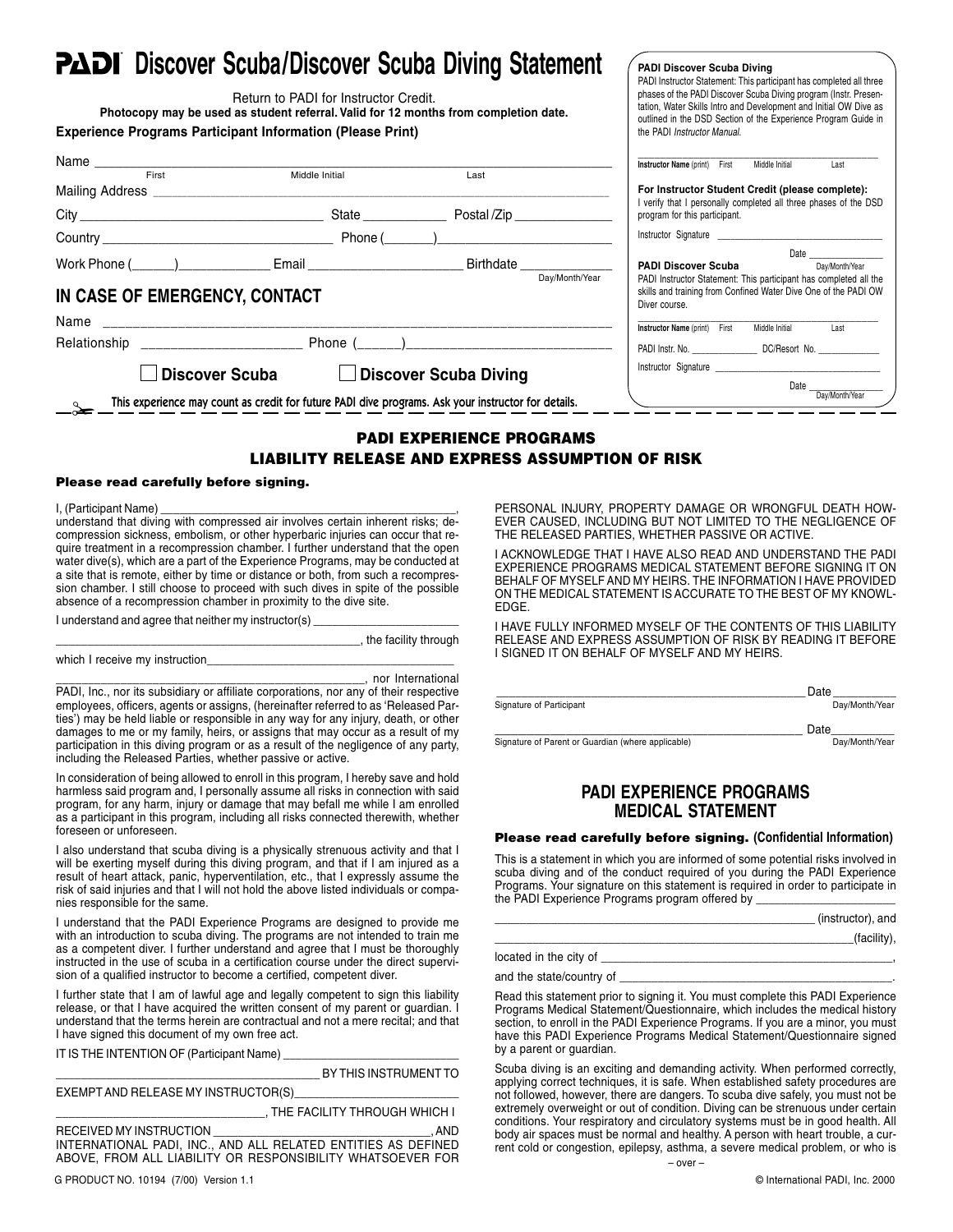# PADI Discover Scuba/Discover Scuba Diving Statement

Return to PADI for Instructor Credit.

**Photocopy may be used as student referral. Valid for 12 months from completion date.**

**Experience Programs Participant Information (Please Print)**

Name ______________________________________________
First Middle Initial Last

Mailing Address ______________________________________________

City __________________ State __________ Postal /Zip __________

Country __________________ Phone (______)__________________

Work Phone (______)__________ Email __________________ Birthdate __________
Day/Month/Year

## IN CASE OF EMERGENCY, CONTACT

Name ______________________________________________

Relationship __________________ Phone (______)__________________

☐ **Discover Scuba** ☐ **Discover Scuba Diving**

**This experience may count as credit for future PADI dive programs. Ask your instructor for details.**

**PADI Discover Scuba Diving**

PADI Instructor Statement: This participant has completed all three phases of the PADI Discover Scuba Diving program (Instr. Presentation, Water Skills Intro and Development and Initial OW Dive as outlined in the DSD Section of the Experience Program Guide in the PADI *Instructor Manual*.

______________________________________________
**Instructor Name** (print) First Middle Initial Last

**For Instructor Student Credit (please complete):**
I verify that I personally completed all three phases of the DSD program for this participant.

Instructor Signature __________________________

Date __________
Day/Month/Year

**PADI Discover Scuba**

PADI Instructor Statement: This participant has completed all the skills and training from Confined Water Dive One of the PADI OW Diver course.

______________________________________________
**Instructor Name** (print) First Middle Initial Last

PADI Instr. No. __________ DC/Resort No. __________

Instructor Signature __________________________

Date __________
Day/Month/Year

## PADI EXPERIENCE PROGRAMS LIABILITY RELEASE AND EXPRESS ASSUMPTION OF RISK

**Please read carefully before signing.**

I, (Participant Name) ______________________________________________, understand that diving with compressed air involves certain inherent risks; decompression sickness, embolism, or other hyperbaric injuries can occur that require treatment in a recompression chamber. I further understand that the open water dive(s), which are a part of the Experience Programs, may be conducted at a site that is remote, either by time or distance or both, from such a recompression chamber. I still choose to proceed with such dives in spite of the possible absence of a recompression chamber in proximity to the dive site.

I understand and agree that neither my instructor(s) __________________________ ______________________________________________, the facility through which I receive my instruction__________________________________________ ______________________________________________, nor International PADI, Inc., nor its subsidiary or affiliate corporations, nor any of their respective employees, officers, agents or assigns, (hereinafter referred to as 'Released Parties') may be held liable or responsible in any way for any injury, death, or other damages to me or my family, heirs, or assigns that may occur as a result of my participation in this diving program or as a result of the negligence of any party, including the Released Parties, whether passive or active.

In consideration of being allowed to enroll in this program, I hereby save and hold harmless said program and, I personally assume all risks in connection with said program, for any harm, injury or damage that may befall me while I am enrolled as a participant in this program, including all risks connected therewith, whether foreseen or unforeseen.

I also understand that scuba diving is a physically strenuous activity and that I will be exerting myself during this diving program, and that if I am injured as a result of heart attack, panic, hyperventilation, etc., that I expressly assume the risk of said injuries and that I will not hold the above listed individuals or companies responsible for the same.

I understand that the PADI Experience Programs are designed to provide me with an introduction to scuba diving. The programs are not intended to train me as a competent diver. I further understand and agree that I must be thoroughly instructed in the use of scuba in a certification course under the direct supervision of a qualified instructor to become a certified, competent diver.

I further state that I am of lawful age and legally competent to sign this liability release, or that I have acquired the written consent of my parent or guardian. I understand that the terms herein are contractual and not a mere recital; and that I have signed this document of my own free act.

IT IS THE INTENTION OF (Participant Name) __________________________ ______________________________________ BY THIS INSTRUMENT TO EXEMPT AND RELEASE MY INSTRUCTOR(S)__________________________ ______________________________, THE FACILITY THROUGH WHICH I RECEIVED MY INSTRUCTION ______________________________, AND INTERNATIONAL PADI, INC., AND ALL RELATED ENTITIES AS DEFINED ABOVE, FROM ALL LIABILITY OR RESPONSIBILITY WHATSOEVER FOR PERSONAL INJURY, PROPERTY DAMAGE OR WRONGFUL DEATH HOWEVER CAUSED, INCLUDING BUT NOT LIMITED TO THE NEGLIGENCE OF THE RELEASED PARTIES, WHETHER PASSIVE OR ACTIVE.

I ACKNOWLEDGE THAT I HAVE ALSO READ AND UNDERSTAND THE PADI EXPERIENCE PROGRAMS MEDICAL STATEMENT BEFORE SIGNING IT ON BEHALF OF MYSELF AND MY HEIRS. THE INFORMATION I HAVE PROVIDED ON THE MEDICAL STATEMENT IS ACCURATE TO THE BEST OF MY KNOWLEDGE.

I HAVE FULLY INFORMED MYSELF OF THE CONTENTS OF THIS LIABILITY RELEASE AND EXPRESS ASSUMPTION OF RISK BY READING IT BEFORE I SIGNED IT ON BEHALF OF MYSELF AND MY HEIRS.

______________________________________________ Date __________
Signature of Participant Day/Month/Year

______________________________________________ Date __________
Signature of Parent or Guardian (where applicable) Day/Month/Year

## PADI EXPERIENCE PROGRAMS MEDICAL STATEMENT

**Please read carefully before signing. (Confidential Information)**

This is a statement in which you are informed of some potential risks involved in scuba diving and of the conduct required of you during the PADI Experience Programs. Your signature on this statement is required in order to participate in the PADI Experience Programs program offered by __________________

______________________________________________ (instructor), and

______________________________________________(facility),

located in the city of ______________________________________________,

and the state/country of ______________________________________________.

Read this statement prior to signing it. You must complete this PADI Experience Programs Medical Statement/Questionnaire, which includes the medical history section, to enroll in the PADI Experience Programs. If you are a minor, you must have this PADI Experience Programs Medical Statement/Questionnaire signed by a parent or guardian.

Scuba diving is an exciting and demanding activity. When performed correctly, applying correct techniques, it is safe. When established safety procedures are not followed, however, there are dangers. To scuba dive safely, you must not be extremely overweight or out of condition. Diving can be strenuous under certain conditions. Your respiratory and circulatory systems must be in good health. All body air spaces must be normal and healthy. A person with heart trouble, a current cold or congestion, epilepsy, asthma, a severe medical problem, or who is

– over –

G PRODUCT NO. 10194 (7/00) Version 1.1

© International PADI, Inc. 2000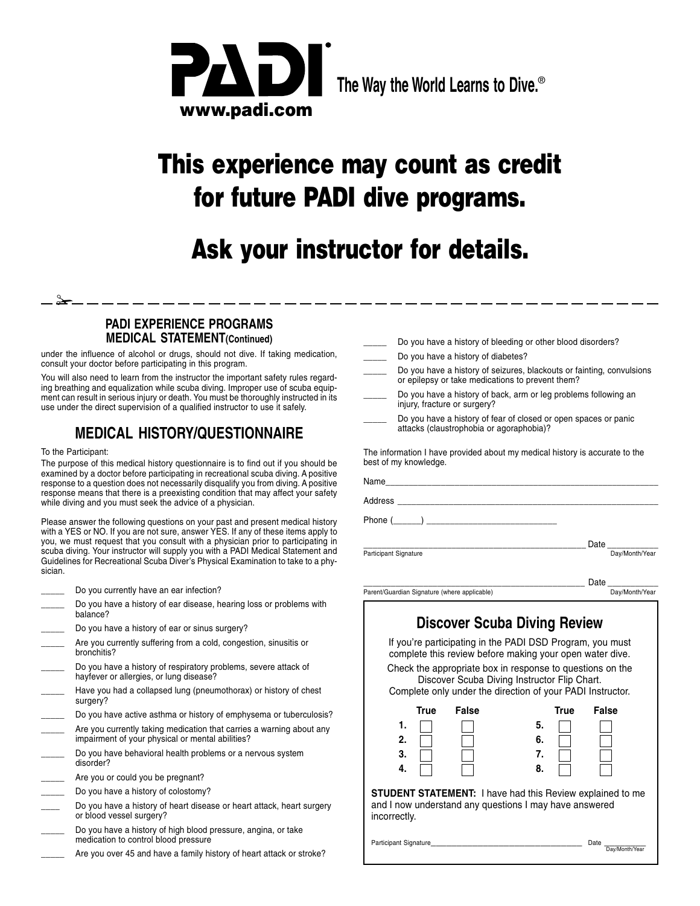PADI

www.padi.com

The Way the World Learns to Dive.®

# This experience may count as credit for future PADI dive programs.

# Ask your instructor for details.

---

## PADI EXPERIENCE PROGRAMS MEDICAL STATEMENT(Continued)

under the influence of alcohol or drugs, should not dive. If taking medication, consult your doctor before participating in this program.

You will also need to learn from the instructor the important safety rules regarding breathing and equalization while scuba diving. Improper use of scuba equipment can result in serious injury or death. You must be thoroughly instructed in its use under the direct supervision of a qualified instructor to use it safely.

## MEDICAL HISTORY/QUESTIONNAIRE

To the Participant:

The purpose of this medical history questionnaire is to find out if you should be examined by a doctor before participating in recreational scuba diving. A positive response to a question does not necessarily disqualify you from diving. A positive response means that there is a preexisting condition that may affect your safety while diving and you must seek the advice of a physician.

Please answer the following questions on your past and present medical history with a YES or NO. If you are not sure, answer YES. If any of these items apply to you, we must request that you consult with a physician prior to participating in scuba diving. Your instructor will supply you with a PADI Medical Statement and Guidelines for Recreational Scuba Diver's Physical Examination to take to a physician.

_____ Do you currently have an ear infection?

_____ Do you have a history of ear disease, hearing loss or problems with balance?

_____ Do you have a history of ear or sinus surgery?

_____ Are you currently suffering from a cold, congestion, sinusitis or bronchitis?

_____ Do you have a history of respiratory problems, severe attack of hayfever or allergies, or lung disease?

_____ Have you had a collapsed lung (pneumothorax) or history of chest surgery?

_____ Do you have active asthma or history of emphysema or tuberculosis?

_____ Are you currently taking medication that carries a warning about any impairment of your physical or mental abilities?

_____ Do you have behavioral health problems or a nervous system disorder?

_____ Are you or could you be pregnant?

_____ Do you have a history of colostomy?

____ Do you have a history of heart disease or heart attack, heart surgery or blood vessel surgery?

_____ Do you have a history of high blood pressure, angina, or take medication to control blood pressure

_____ Are you over 45 and have a family history of heart attack or stroke?

_____ Do you have a history of bleeding or other blood disorders?

_____ Do you have a history of diabetes?

_____ Do you have a history of seizures, blackouts or fainting, convulsions or epilepsy or take medications to prevent them?

_____ Do you have a history of back, arm or leg problems following an injury, fracture or surgery?

_____ Do you have a history of fear of closed or open spaces or panic attacks (claustrophobia or agoraphobia)?

The information I have provided about my medical history is accurate to the best of my knowledge.

Name_______________________________________________

Address _____________________________________________

Phone (______) ___________________________

_________________________________________ Date ___________
Participant Signature Day/Month/Year

_________________________________________ Date ___________
Parent/Guardian Signature (where applicable) Day/Month/Year

## Discover Scuba Diving Review

If you're participating in the PADI DSD Program, you must complete this review before making your open water dive.

Check the appropriate box in response to questions on the Discover Scuba Diving Instructor Flip Chart.
Complete only under the direction of your PADI Instructor.

| | True | False | | True | False |
|---|---|---|---|---|---|
| 1. | ☐ | ☐ | 5. | ☐ | ☐ |
| 2. | ☐ | ☐ | 6. | ☐ | ☐ |
| 3. | ☐ | ☐ | 7. | ☐ | ☐ |
| 4. | ☐ | ☐ | 8. | ☐ | ☐ |

**STUDENT STATEMENT:** I have had this Review explained to me and I now understand any questions I may have answered incorrectly.

Participant Signature_________________________________ Date ___________
Day/Month/Year